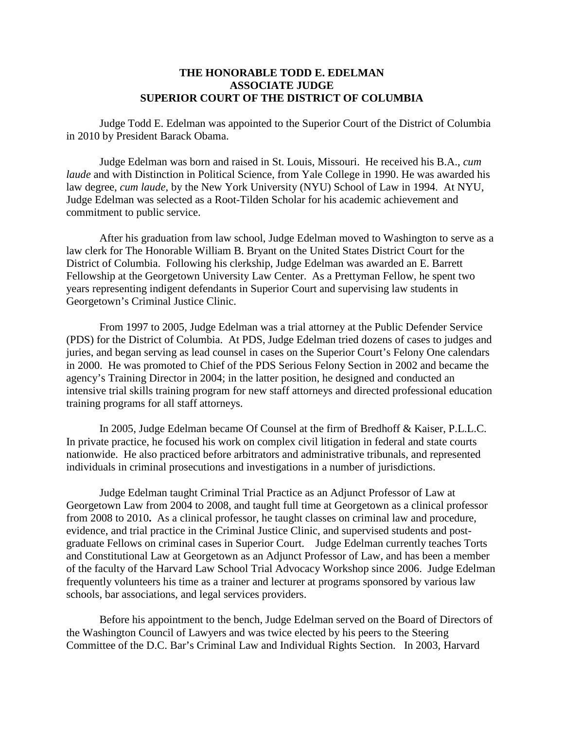**THE HONORABLE TODD E. EDELMAN**
**ASSOCIATE JUDGE**
**SUPERIOR COURT OF THE DISTRICT OF COLUMBIA**

Judge Todd E. Edelman was appointed to the Superior Court of the District of Columbia in 2010 by President Barack Obama.

Judge Edelman was born and raised in St. Louis, Missouri. He received his B.A., *cum laude* and with Distinction in Political Science, from Yale College in 1990. He was awarded his law degree, *cum laude*, by the New York University (NYU) School of Law in 1994. At NYU, Judge Edelman was selected as a Root-Tilden Scholar for his academic achievement and commitment to public service.

After his graduation from law school, Judge Edelman moved to Washington to serve as a law clerk for The Honorable William B. Bryant on the United States District Court for the District of Columbia. Following his clerkship, Judge Edelman was awarded an E. Barrett Fellowship at the Georgetown University Law Center. As a Prettyman Fellow, he spent two years representing indigent defendants in Superior Court and supervising law students in Georgetown's Criminal Justice Clinic.

From 1997 to 2005, Judge Edelman was a trial attorney at the Public Defender Service (PDS) for the District of Columbia. At PDS, Judge Edelman tried dozens of cases to judges and juries, and began serving as lead counsel in cases on the Superior Court's Felony One calendars in 2000. He was promoted to Chief of the PDS Serious Felony Section in 2002 and became the agency's Training Director in 2004; in the latter position, he designed and conducted an intensive trial skills training program for new staff attorneys and directed professional education training programs for all staff attorneys.

In 2005, Judge Edelman became Of Counsel at the firm of Bredhoff & Kaiser, P.L.L.C. In private practice, he focused his work on complex civil litigation in federal and state courts nationwide. He also practiced before arbitrators and administrative tribunals, and represented individuals in criminal prosecutions and investigations in a number of jurisdictions.

Judge Edelman taught Criminal Trial Practice as an Adjunct Professor of Law at Georgetown Law from 2004 to 2008, and taught full time at Georgetown as a clinical professor from 2008 to 2010**.** As a clinical professor, he taught classes on criminal law and procedure, evidence, and trial practice in the Criminal Justice Clinic, and supervised students and post-graduate Fellows on criminal cases in Superior Court. Judge Edelman currently teaches Torts and Constitutional Law at Georgetown as an Adjunct Professor of Law, and has been a member of the faculty of the Harvard Law School Trial Advocacy Workshop since 2006. Judge Edelman frequently volunteers his time as a trainer and lecturer at programs sponsored by various law schools, bar associations, and legal services providers.

Before his appointment to the bench, Judge Edelman served on the Board of Directors of the Washington Council of Lawyers and was twice elected by his peers to the Steering Committee of the D.C. Bar's Criminal Law and Individual Rights Section. In 2003, Harvard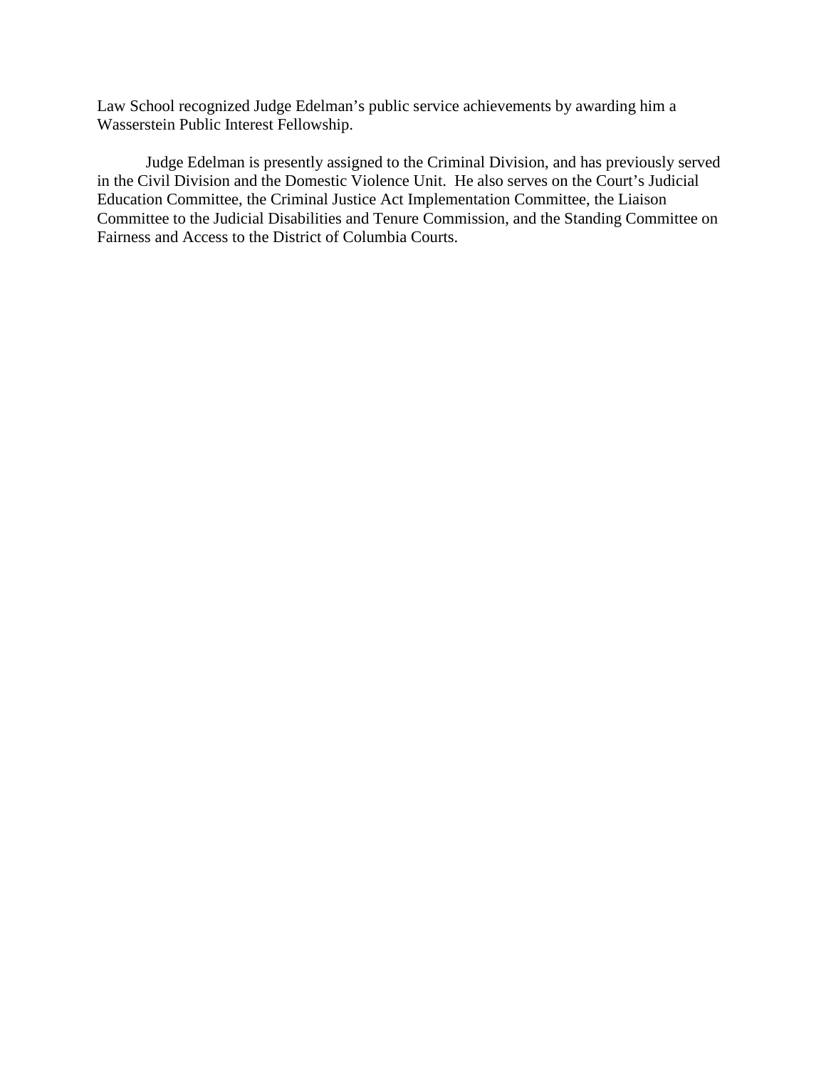Law School recognized Judge Edelman's public service achievements by awarding him a Wasserstein Public Interest Fellowship.

Judge Edelman is presently assigned to the Criminal Division, and has previously served in the Civil Division and the Domestic Violence Unit. He also serves on the Court's Judicial Education Committee, the Criminal Justice Act Implementation Committee, the Liaison Committee to the Judicial Disabilities and Tenure Commission, and the Standing Committee on Fairness and Access to the District of Columbia Courts.